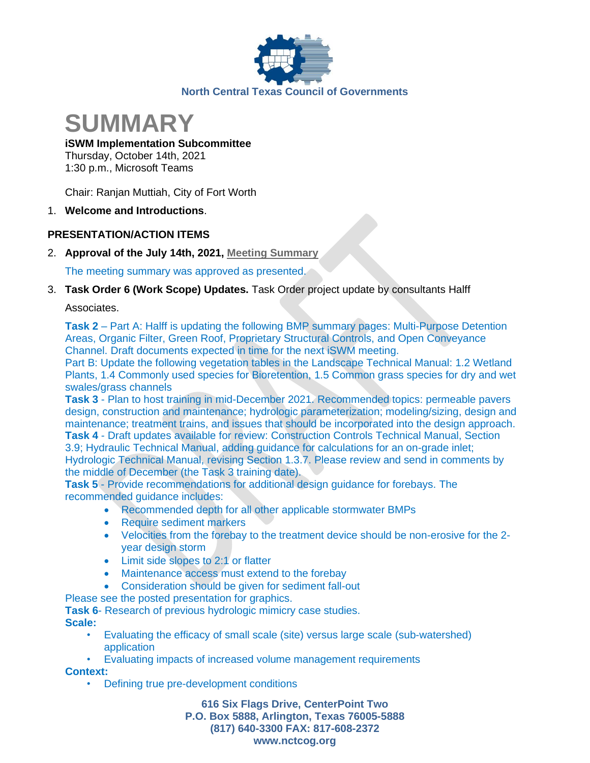North Central Texas Council of Governments

# SUMMARY

**iSWM Implementation Subcommittee**
Thursday, October 14th, 2021
1:30 p.m., Microsoft Teams

Chair: Ranjan Muttiah, City of Fort Worth

1. **Welcome and Introductions**.

## PRESENTATION/ACTION ITEMS

2. **Approval of the July 14th, 2021, Meeting Summary**

   The meeting summary was approved as presented.

3. **Task Order 6 (Work Scope) Updates.** Task Order project update by consultants Halff Associates.

   **Task 2** – Part A: Halff is updating the following BMP summary pages: Multi-Purpose Detention Areas, Organic Filter, Green Roof, Proprietary Structural Controls, and Open Conveyance Channel. Draft documents expected in time for the next iSWM meeting.
   Part B: Update the following vegetation tables in the Landscape Technical Manual: 1.2 Wetland Plants, 1.4 Commonly used species for Bioretention, 1.5 Common grass species for dry and wet swales/grass channels
   **Task 3** - Plan to host training in mid-December 2021. Recommended topics: permeable pavers design, construction and maintenance; hydrologic parameterization; modeling/sizing, design and maintenance; treatment trains, and issues that should be incorporated into the design approach.
   **Task 4** - Draft updates available for review: Construction Controls Technical Manual, Section 3.9; Hydraulic Technical Manual, adding guidance for calculations for an on-grade inlet; Hydrologic Technical Manual, revising Section 1.3.7. Please review and send in comments by the middle of December (the Task 3 training date).
   **Task 5** - Provide recommendations for additional design guidance for forebays. The recommended guidance includes:

   - Recommended depth for all other applicable stormwater BMPs
   - Require sediment markers
   - Velocities from the forebay to the treatment device should be non-erosive for the 2-year design storm
   - Limit side slopes to 2:1 or flatter
   - Maintenance access must extend to the forebay
   - Consideration should be given for sediment fall-out

   Please see the posted presentation for graphics.
   **Task 6**- Research of previous hydrologic mimicry case studies.
   **Scale:**

   - Evaluating the efficacy of small scale (site) versus large scale (sub-watershed) application
   - Evaluating impacts of increased volume management requirements

   **Context:**

   - Defining true pre-development conditions

616 Six Flags Drive, CenterPoint Two
P.O. Box 5888, Arlington, Texas 76005-5888
(817) 640-3300 FAX: 817-608-2372
www.nctcog.org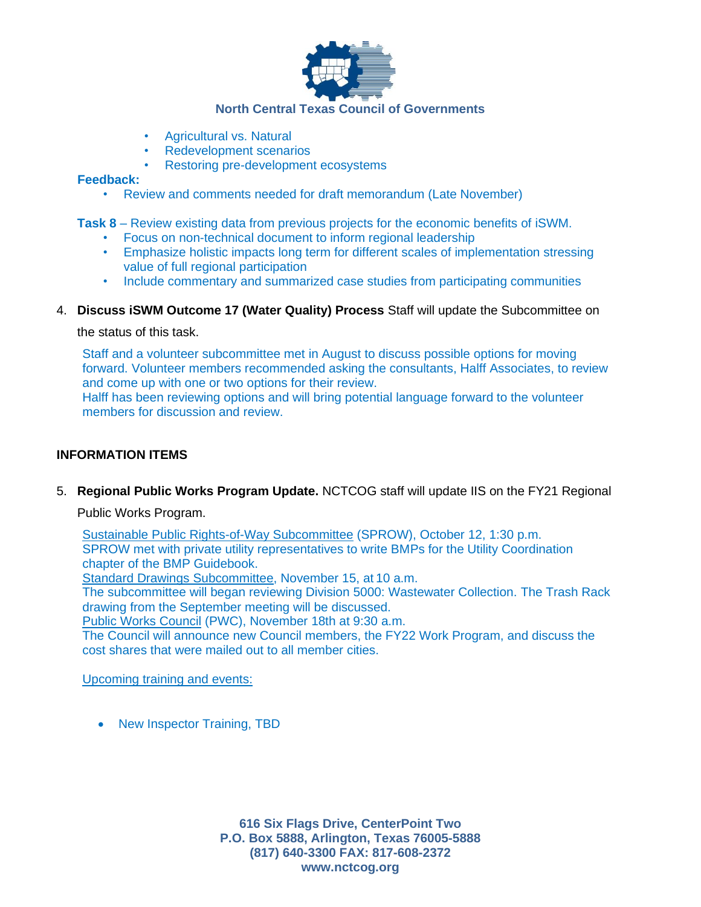- Agricultural vs. Natural
- Redevelopment scenarios
- Restoring pre-development ecosystems

**Feedback:**

- Review and comments needed for draft memorandum (Late November)

**Task 8** – Review existing data from previous projects for the economic benefits of iSWM.

- Focus on non-technical document to inform regional leadership
- Emphasize holistic impacts long term for different scales of implementation stressing value of full regional participation
- Include commentary and summarized case studies from participating communities

4. **Discuss iSWM Outcome 17 (Water Quality) Process** Staff will update the Subcommittee on the status of this task.

Staff and a volunteer subcommittee met in August to discuss possible options for moving forward. Volunteer members recommended asking the consultants, Halff Associates, to review and come up with one or two options for their review.
Halff has been reviewing options and will bring potential language forward to the volunteer members for discussion and review.

## INFORMATION ITEMS

5. **Regional Public Works Program Update.** NCTCOG staff will update IIS on the FY21 Regional Public Works Program.

Sustainable Public Rights-of-Way Subcommittee (SPROW), October 12, 1:30 p.m.
SPROW met with private utility representatives to write BMPs for the Utility Coordination chapter of the BMP Guidebook.
Standard Drawings Subcommittee, November 15, at 10 a.m.
The subcommittee will began reviewing Division 5000: Wastewater Collection. The Trash Rack drawing from the September meeting will be discussed.
Public Works Council (PWC), November 18th at 9:30 a.m.
The Council will announce new Council members, the FY22 Work Program, and discuss the cost shares that were mailed out to all member cities.

Upcoming training and events:

- New Inspector Training, TBD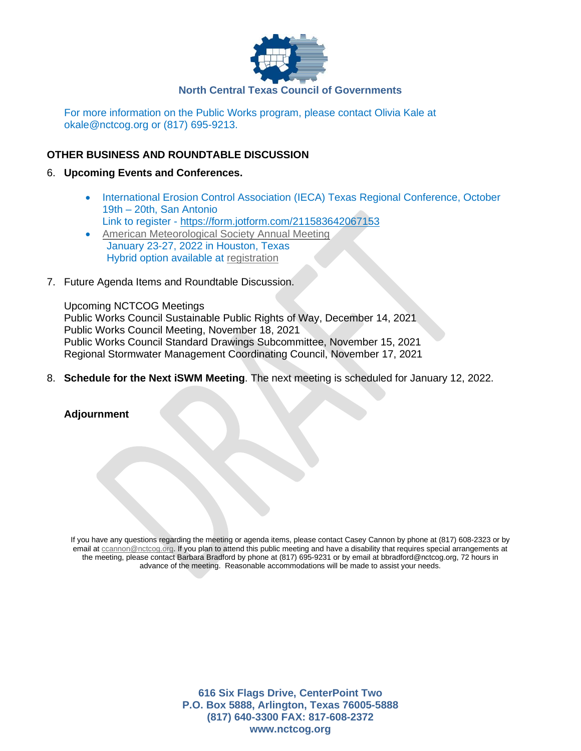For more information on the Public Works program, please contact Olivia Kale at okale@nctcog.org or (817) 695-9213.

## OTHER BUSINESS AND ROUNDTABLE DISCUSSION

6. **Upcoming Events and Conferences.**

    - International Erosion Control Association (IECA) Texas Regional Conference, October 19th – 20th, San Antonio
      Link to register - https://form.jotform.com/211583642067153
    - American Meteorological Society Annual Meeting
      January 23-27, 2022 in Houston, Texas
      Hybrid option available at registration

7. Future Agenda Items and Roundtable Discussion.

    Upcoming NCTCOG Meetings
    Public Works Council Sustainable Public Rights of Way, December 14, 2021
    Public Works Council Meeting, November 18, 2021
    Public Works Council Standard Drawings Subcommittee, November 15, 2021
    Regional Stormwater Management Coordinating Council, November 17, 2021

8. **Schedule for the Next iSWM Meeting**. The next meeting is scheduled for January 12, 2022.

**Adjournment**

If you have any questions regarding the meeting or agenda items, please contact Casey Cannon by phone at (817) 608-2323 or by email at ccannon@nctcog.org. If you plan to attend this public meeting and have a disability that requires special arrangements at the meeting, please contact Barbara Bradford by phone at (817) 695-9231 or by email at bbradford@nctcog.org, 72 hours in advance of the meeting. Reasonable accommodations will be made to assist your needs.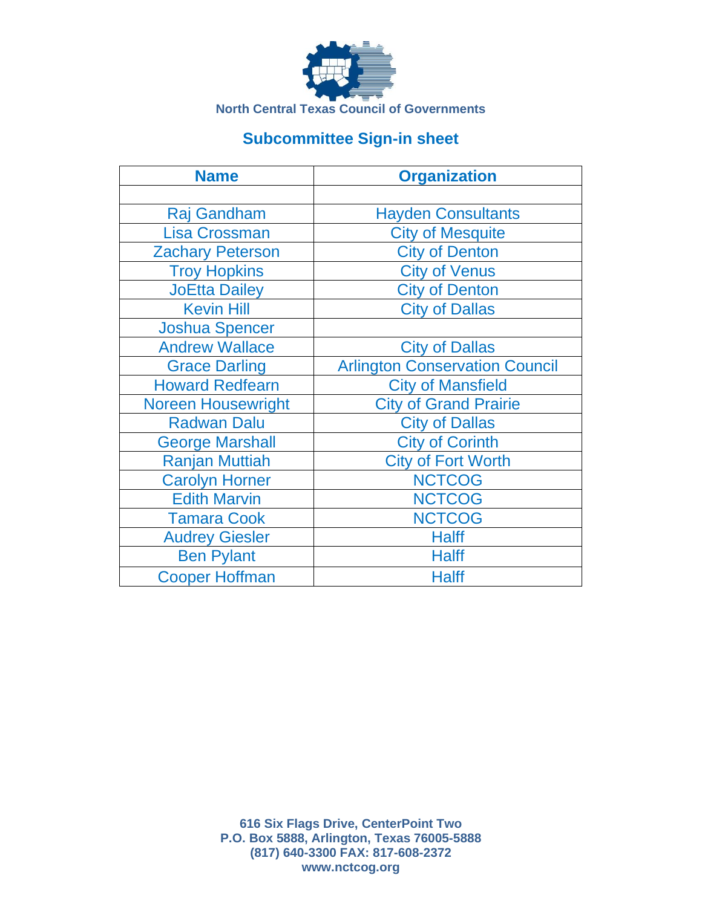North Central Texas Council of Governments

## Subcommittee Sign-in sheet

| Name | Organization |
|---|---|
| | |
| Raj Gandham | Hayden Consultants |
| Lisa Crossman | City of Mesquite |
| Zachary Peterson | City of Denton |
| Troy Hopkins | City of Venus |
| JoEtta Dailey | City of Denton |
| Kevin Hill | City of Dallas |
| Joshua Spencer | |
| Andrew Wallace | City of Dallas |
| Grace Darling | Arlington Conservation Council |
| Howard Redfearn | City of Mansfield |
| Noreen Housewright | City of Grand Prairie |
| Radwan Dalu | City of Dallas |
| George Marshall | City of Corinth |
| Ranjan Muttiah | City of Fort Worth |
| Carolyn Horner | NCTCOG |
| Edith Marvin | NCTCOG |
| Tamara Cook | NCTCOG |
| Audrey Giesler | Halff |
| Ben Pylant | Halff |
| Cooper Hoffman | Halff |

616 Six Flags Drive, CenterPoint Two
P.O. Box 5888, Arlington, Texas 76005-5888
(817) 640-3300 FAX: 817-608-2372
www.nctcog.org